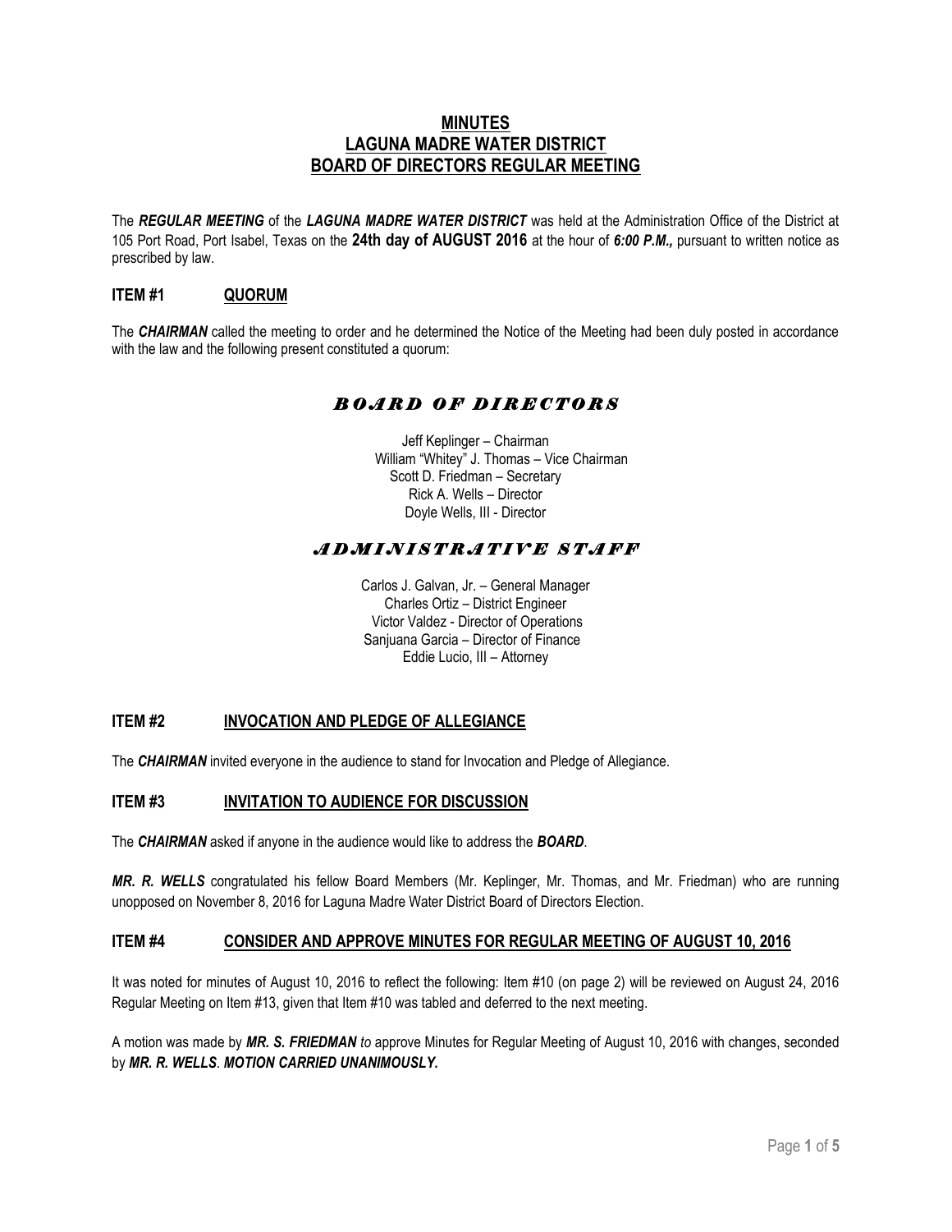# MINUTES
# LAGUNA MADRE WATER DISTRICT
# BOARD OF DIRECTORS REGULAR MEETING

The ***REGULAR MEETING*** of the ***LAGUNA MADRE WATER DISTRICT*** was held at the Administration Office of the District at 105 Port Road, Port Isabel, Texas on the **24th day of AUGUST 2016** at the hour of ***6:00 P.M.,*** pursuant to written notice as prescribed by law.

## ITEM #1 QUORUM

The ***CHAIRMAN*** called the meeting to order and he determined the Notice of the Meeting had been duly posted in accordance with the law and the following present constituted a quorum:

### *BOARD OF DIRECTORS*

Jeff Keplinger – Chairman
William "Whitey" J. Thomas – Vice Chairman
Scott D. Friedman – Secretary
Rick A. Wells – Director
Doyle Wells, III - Director

### *ADMINISTRATIVE STAFF*

Carlos J. Galvan, Jr. – General Manager
Charles Ortiz – District Engineer
Victor Valdez - Director of Operations
Sanjuana Garcia – Director of Finance
Eddie Lucio, III – Attorney

## ITEM #2 INVOCATION AND PLEDGE OF ALLEGIANCE

The ***CHAIRMAN*** invited everyone in the audience to stand for Invocation and Pledge of Allegiance.

## ITEM #3 INVITATION TO AUDIENCE FOR DISCUSSION

The ***CHAIRMAN*** asked if anyone in the audience would like to address the ***BOARD***.

***MR. R. WELLS*** congratulated his fellow Board Members (Mr. Keplinger, Mr. Thomas, and Mr. Friedman) who are running unopposed on November 8, 2016 for Laguna Madre Water District Board of Directors Election.

## ITEM #4 CONSIDER AND APPROVE MINUTES FOR REGULAR MEETING OF AUGUST 10, 2016

It was noted for minutes of August 10, 2016 to reflect the following: Item #10 (on page 2) will be reviewed on August 24, 2016 Regular Meeting on Item #13, given that Item #10 was tabled and deferred to the next meeting.

A motion was made by ***MR. S. FRIEDMAN*** *to* approve Minutes for Regular Meeting of August 10, 2016 with changes, seconded by ***MR. R. WELLS***. ***MOTION CARRIED UNANIMOUSLY.***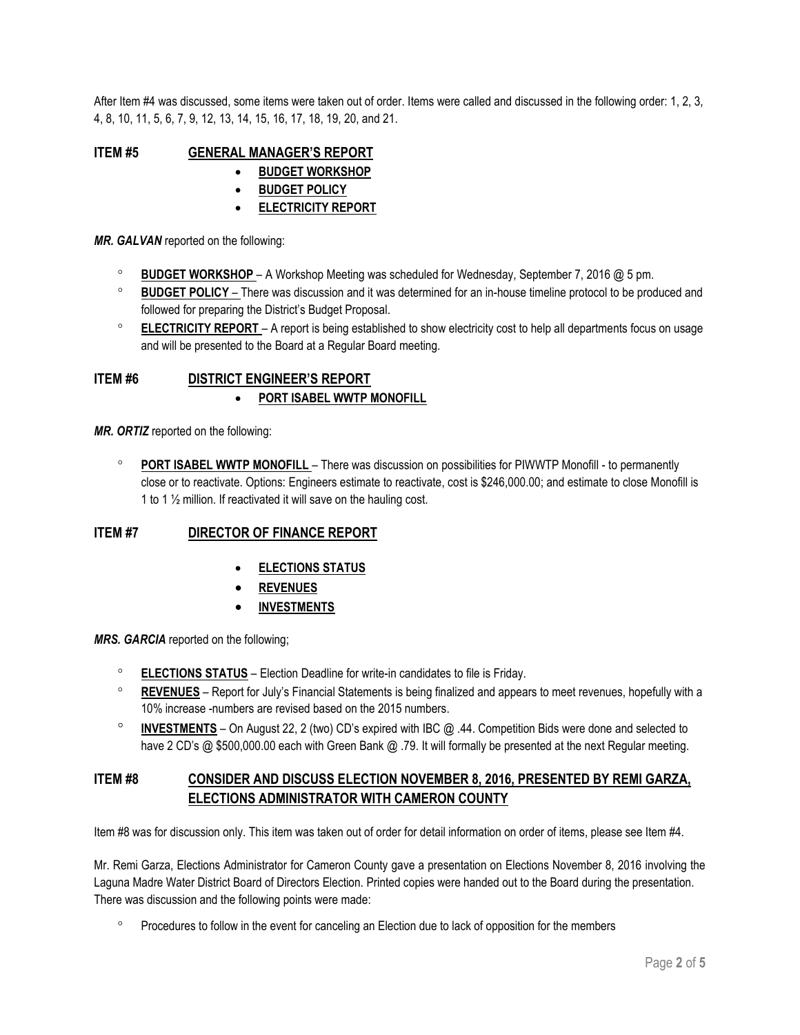After Item #4 was discussed, some items were taken out of order. Items were called and discussed in the following order: 1, 2, 3, 4, 8, 10, 11, 5, 6, 7, 9, 12, 13, 14, 15, 16, 17, 18, 19, 20, and 21.

## ITEM #5 GENERAL MANAGER'S REPORT

- **BUDGET WORKSHOP**
- **BUDGET POLICY**
- **ELECTRICITY REPORT**

***MR. GALVAN*** reported on the following:

- **BUDGET WORKSHOP** – A Workshop Meeting was scheduled for Wednesday, September 7, 2016 @ 5 pm.
- **BUDGET POLICY** – There was discussion and it was determined for an in-house timeline protocol to be produced and followed for preparing the District's Budget Proposal.
- **ELECTRICITY REPORT** – A report is being established to show electricity cost to help all departments focus on usage and will be presented to the Board at a Regular Board meeting.

## ITEM #6 DISTRICT ENGINEER'S REPORT

- **PORT ISABEL WWTP MONOFILL**

***MR. ORTIZ*** reported on the following:

- **PORT ISABEL WWTP MONOFILL** – There was discussion on possibilities for PIWWTP Monofill - to permanently close or to reactivate. Options: Engineers estimate to reactivate, cost is $246,000.00; and estimate to close Monofill is 1 to 1 ½ million. If reactivated it will save on the hauling cost.

## ITEM #7 DIRECTOR OF FINANCE REPORT

- **ELECTIONS STATUS**
- **REVENUES**
- **INVESTMENTS**

***MRS. GARCIA*** reported on the following;

- **ELECTIONS STATUS** – Election Deadline for write-in candidates to file is Friday.
- **REVENUES** – Report for July's Financial Statements is being finalized and appears to meet revenues, hopefully with a 10% increase -numbers are revised based on the 2015 numbers.
- **INVESTMENTS** – On August 22, 2 (two) CD's expired with IBC @ .44. Competition Bids were done and selected to have 2 CD's @ $500,000.00 each with Green Bank @ .79. It will formally be presented at the next Regular meeting.

## ITEM #8 CONSIDER AND DISCUSS ELECTION NOVEMBER 8, 2016, PRESENTED BY REMI GARZA, ELECTIONS ADMINISTRATOR WITH CAMERON COUNTY

Item #8 was for discussion only. This item was taken out of order for detail information on order of items, please see Item #4.

Mr. Remi Garza, Elections Administrator for Cameron County gave a presentation on Elections November 8, 2016 involving the Laguna Madre Water District Board of Directors Election. Printed copies were handed out to the Board during the presentation. There was discussion and the following points were made:

- Procedures to follow in the event for canceling an Election due to lack of opposition for the members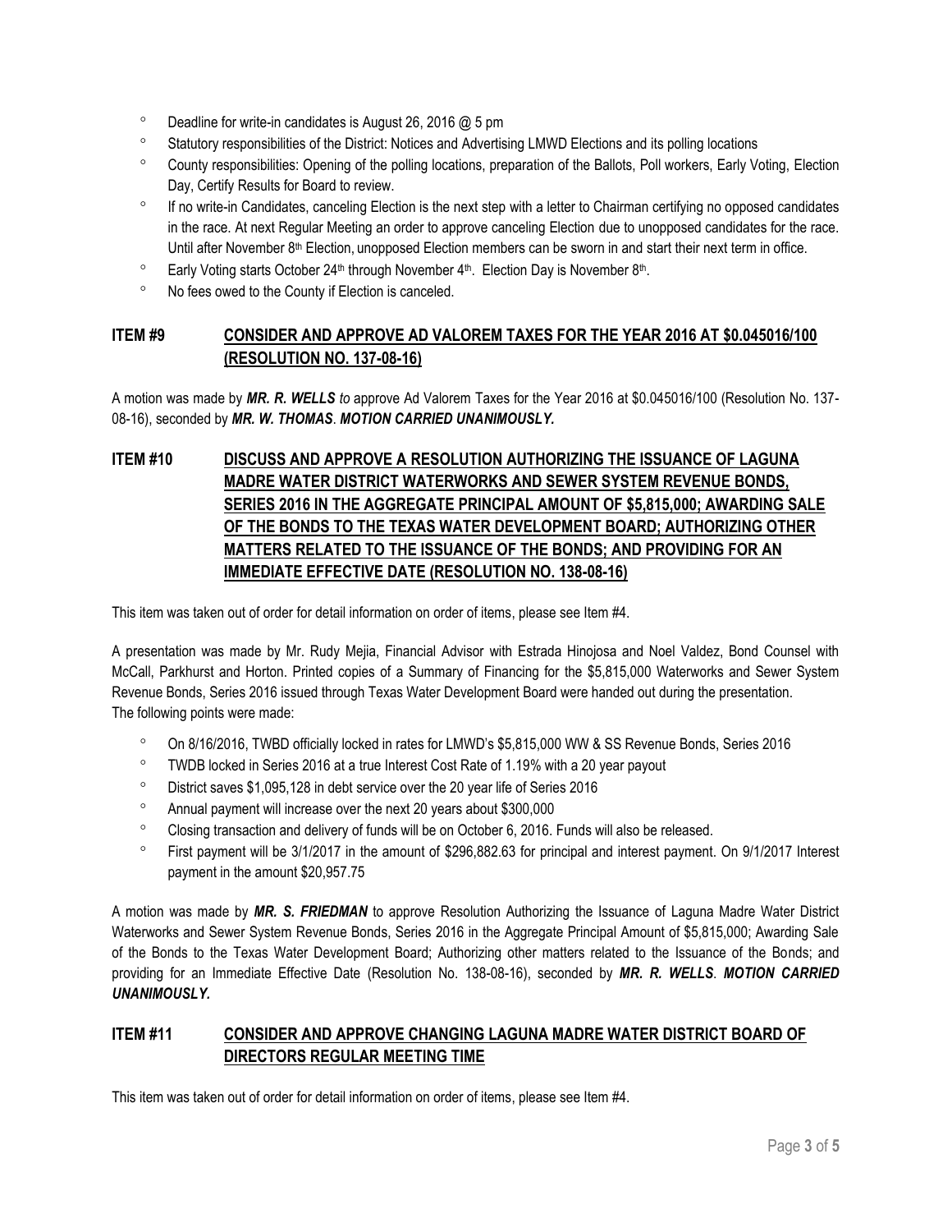- Deadline for write-in candidates is August 26, 2016 @ 5 pm
- Statutory responsibilities of the District: Notices and Advertising LMWD Elections and its polling locations
- County responsibilities: Opening of the polling locations, preparation of the Ballots, Poll workers, Early Voting, Election Day, Certify Results for Board to review.
- If no write-in Candidates, canceling Election is the next step with a letter to Chairman certifying no opposed candidates in the race. At next Regular Meeting an order to approve canceling Election due to unopposed candidates for the race. Until after November 8th Election, unopposed Election members can be sworn in and start their next term in office.
- Early Voting starts October 24th through November 4th. Election Day is November 8th.
- No fees owed to the County if Election is canceled.

## ITEM #9 CONSIDER AND APPROVE AD VALOREM TAXES FOR THE YEAR 2016 AT $0.045016/100 (RESOLUTION NO. 137-08-16)

A motion was made by ***MR. R. WELLS*** *to* approve Ad Valorem Taxes for the Year 2016 at $0.045016/100 (Resolution No. 137-08-16), seconded by ***MR. W. THOMAS***. ***MOTION CARRIED UNANIMOUSLY.***

## ITEM #10 DISCUSS AND APPROVE A RESOLUTION AUTHORIZING THE ISSUANCE OF LAGUNA MADRE WATER DISTRICT WATERWORKS AND SEWER SYSTEM REVENUE BONDS, SERIES 2016 IN THE AGGREGATE PRINCIPAL AMOUNT OF $5,815,000; AWARDING SALE OF THE BONDS TO THE TEXAS WATER DEVELOPMENT BOARD; AUTHORIZING OTHER MATTERS RELATED TO THE ISSUANCE OF THE BONDS; AND PROVIDING FOR AN IMMEDIATE EFFECTIVE DATE (RESOLUTION NO. 138-08-16)

This item was taken out of order for detail information on order of items, please see Item #4.

A presentation was made by Mr. Rudy Mejia, Financial Advisor with Estrada Hinojosa and Noel Valdez, Bond Counsel with McCall, Parkhurst and Horton. Printed copies of a Summary of Financing for the $5,815,000 Waterworks and Sewer System Revenue Bonds, Series 2016 issued through Texas Water Development Board were handed out during the presentation.
The following points were made:

- On 8/16/2016, TWBD officially locked in rates for LMWD's $5,815,000 WW & SS Revenue Bonds, Series 2016
- TWDB locked in Series 2016 at a true Interest Cost Rate of 1.19% with a 20 year payout
- District saves $1,095,128 in debt service over the 20 year life of Series 2016
- Annual payment will increase over the next 20 years about $300,000
- Closing transaction and delivery of funds will be on October 6, 2016. Funds will also be released.
- First payment will be 3/1/2017 in the amount of $296,882.63 for principal and interest payment. On 9/1/2017 Interest payment in the amount $20,957.75

A motion was made by ***MR. S. FRIEDMAN*** to approve Resolution Authorizing the Issuance of Laguna Madre Water District Waterworks and Sewer System Revenue Bonds, Series 2016 in the Aggregate Principal Amount of $5,815,000; Awarding Sale of the Bonds to the Texas Water Development Board; Authorizing other matters related to the Issuance of the Bonds; and providing for an Immediate Effective Date (Resolution No. 138-08-16), seconded by ***MR. R. WELLS***. ***MOTION CARRIED UNANIMOUSLY.***

## ITEM #11 CONSIDER AND APPROVE CHANGING LAGUNA MADRE WATER DISTRICT BOARD OF DIRECTORS REGULAR MEETING TIME

This item was taken out of order for detail information on order of items, please see Item #4.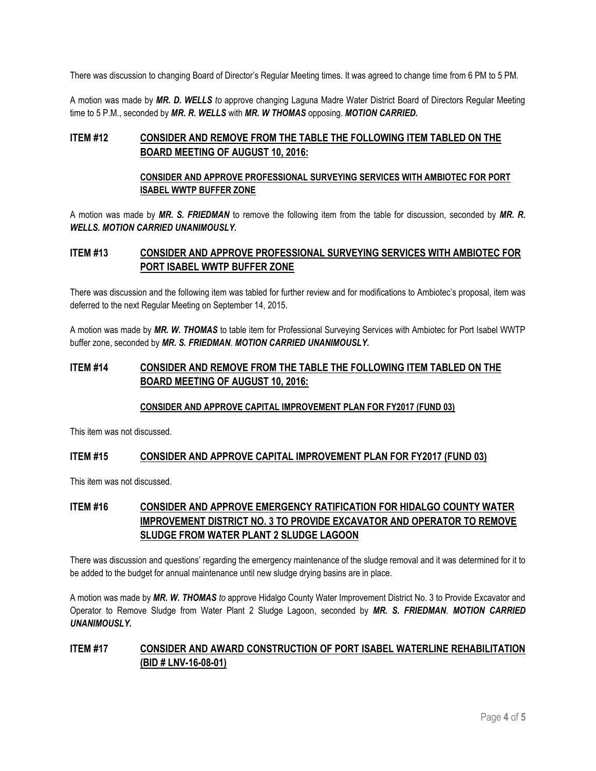There was discussion to changing Board of Director's Regular Meeting times. It was agreed to change time from 6 PM to 5 PM.

A motion was made by ***MR. D. WELLS*** *to* approve changing Laguna Madre Water District Board of Directors Regular Meeting time to 5 P.M., seconded by ***MR. R. WELLS*** with ***MR. W THOMAS*** opposing. ***MOTION CARRIED.***

## ITEM #12 <u>CONSIDER AND REMOVE FROM THE TABLE THE FOLLOWING ITEM TABLED ON THE BOARD MEETING OF AUGUST 10, 2016:</u>

**<u>CONSIDER AND APPROVE PROFESSIONAL SURVEYING SERVICES WITH AMBIOTEC FOR PORT ISABEL WWTP BUFFER ZONE</u>**

A motion was made by ***MR. S. FRIEDMAN*** to remove the following item from the table for discussion, seconded by ***MR. R. WELLS. MOTION CARRIED UNANIMOUSLY.***

## ITEM #13 <u>CONSIDER AND APPROVE PROFESSIONAL SURVEYING SERVICES WITH AMBIOTEC FOR PORT ISABEL WWTP BUFFER ZONE</u>

There was discussion and the following item was tabled for further review and for modifications to Ambiotec's proposal, item was deferred to the next Regular Meeting on September 14, 2015.

A motion was made by ***MR. W. THOMAS*** to table item for Professional Surveying Services with Ambiotec for Port Isabel WWTP buffer zone, seconded by ***MR. S. FRIEDMAN***. ***MOTION CARRIED UNANIMOUSLY.***

## ITEM #14 <u>CONSIDER AND REMOVE FROM THE TABLE THE FOLLOWING ITEM TABLED ON THE BOARD MEETING OF AUGUST 10, 2016:</u>

**<u>CONSIDER AND APPROVE CAPITAL IMPROVEMENT PLAN FOR FY2017 (FUND 03)</u>**

This item was not discussed.

## ITEM #15 <u>CONSIDER AND APPROVE CAPITAL IMPROVEMENT PLAN FOR FY2017 (FUND 03)</u>

This item was not discussed.

## ITEM #16 <u>CONSIDER AND APPROVE EMERGENCY RATIFICATION FOR HIDALGO COUNTY WATER IMPROVEMENT DISTRICT NO. 3 TO PROVIDE EXCAVATOR AND OPERATOR TO REMOVE SLUDGE FROM WATER PLANT 2 SLUDGE LAGOON</u>

There was discussion and questions' regarding the emergency maintenance of the sludge removal and it was determined for it to be added to the budget for annual maintenance until new sludge drying basins are in place.

A motion was made by ***MR. W. THOMAS*** *to* approve Hidalgo County Water Improvement District No. 3 to Provide Excavator and Operator to Remove Sludge from Water Plant 2 Sludge Lagoon, seconded by ***MR. S. FRIEDMAN***. ***MOTION CARRIED UNANIMOUSLY.***

## ITEM #17 <u>CONSIDER AND AWARD CONSTRUCTION OF PORT ISABEL WATERLINE REHABILITATION (BID # LNV-16-08-01)</u>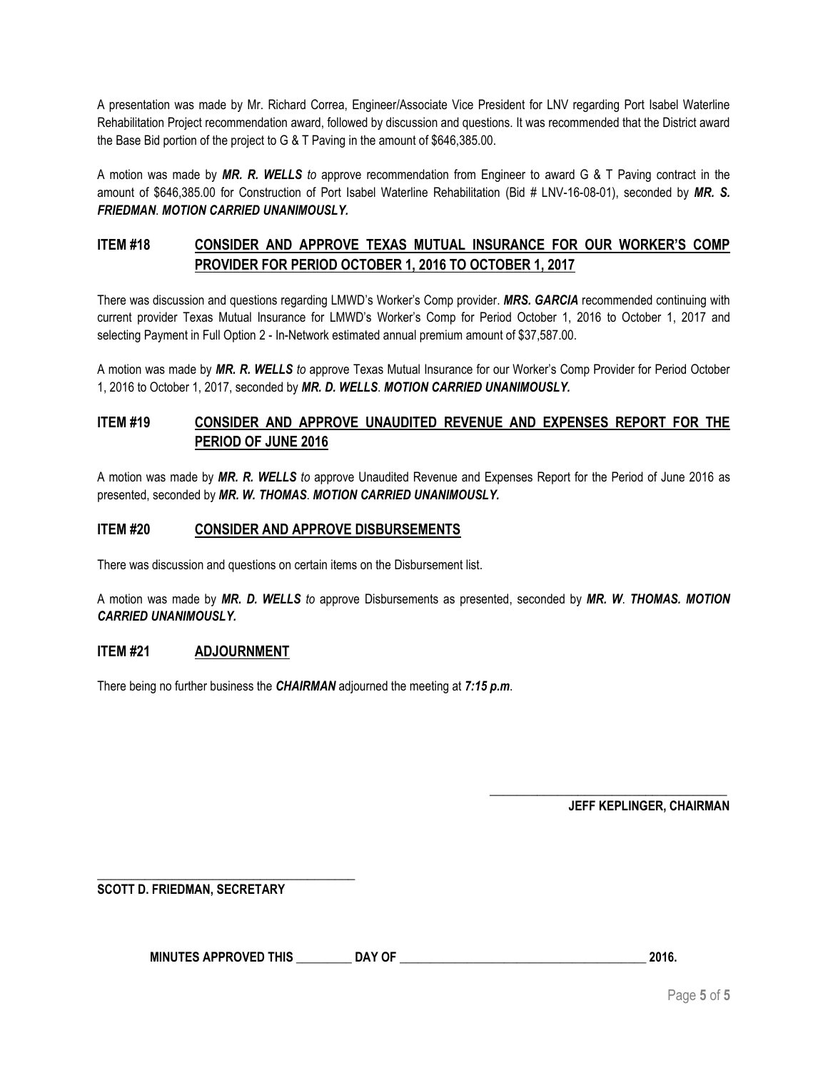A presentation was made by Mr. Richard Correa, Engineer/Associate Vice President for LNV regarding Port Isabel Waterline Rehabilitation Project recommendation award, followed by discussion and questions. It was recommended that the District award the Base Bid portion of the project to G & T Paving in the amount of $646,385.00.

A motion was made by ***MR. R. WELLS*** *to* approve recommendation from Engineer to award G & T Paving contract in the amount of $646,385.00 for Construction of Port Isabel Waterline Rehabilitation (Bid # LNV-16-08-01), seconded by ***MR. S. FRIEDMAN***. ***MOTION CARRIED UNANIMOUSLY.***

## ITEM #18 CONSIDER AND APPROVE TEXAS MUTUAL INSURANCE FOR OUR WORKER'S COMP PROVIDER FOR PERIOD OCTOBER 1, 2016 TO OCTOBER 1, 2017

There was discussion and questions regarding LMWD's Worker's Comp provider. ***MRS. GARCIA*** recommended continuing with current provider Texas Mutual Insurance for LMWD's Worker's Comp for Period October 1, 2016 to October 1, 2017 and selecting Payment in Full Option 2 - In-Network estimated annual premium amount of $37,587.00.

A motion was made by ***MR. R. WELLS*** *to* approve Texas Mutual Insurance for our Worker's Comp Provider for Period October 1, 2016 to October 1, 2017, seconded by ***MR. D. WELLS***. ***MOTION CARRIED UNANIMOUSLY.***

## ITEM #19 CONSIDER AND APPROVE UNAUDITED REVENUE AND EXPENSES REPORT FOR THE PERIOD OF JUNE 2016

A motion was made by ***MR. R. WELLS*** *to* approve Unaudited Revenue and Expenses Report for the Period of June 2016 as presented, seconded by ***MR. W. THOMAS***. ***MOTION CARRIED UNANIMOUSLY.***

## ITEM #20 CONSIDER AND APPROVE DISBURSEMENTS

There was discussion and questions on certain items on the Disbursement list.

A motion was made by ***MR. D. WELLS*** *to* approve Disbursements as presented, seconded by ***MR. W. THOMAS. MOTION CARRIED UNANIMOUSLY.***

## ITEM #21 ADJOURNMENT

There being no further business the ***CHAIRMAN*** adjourned the meeting at ***7:15 p.m***.

\_\_\_\_\_\_\_\_\_\_\_\_\_\_\_\_\_\_\_\_\_\_\_\_\_\_\_\_\_\_\_\_\_\_\_\_\_\_\_\_

**JEFF KEPLINGER, CHAIRMAN**

\_\_\_\_\_\_\_\_\_\_\_\_\_\_\_\_\_\_\_\_\_\_\_\_\_\_\_\_\_\_\_\_\_\_\_\_\_\_\_\_

**SCOTT D. FRIEDMAN, SECRETARY**

**MINUTES APPROVED THIS \_\_\_\_\_\_\_\_\_ DAY OF \_\_\_\_\_\_\_\_\_\_\_\_\_\_\_\_\_\_\_\_\_\_\_\_\_\_\_\_\_\_\_\_\_\_\_\_\_\_\_\_ 2016.**